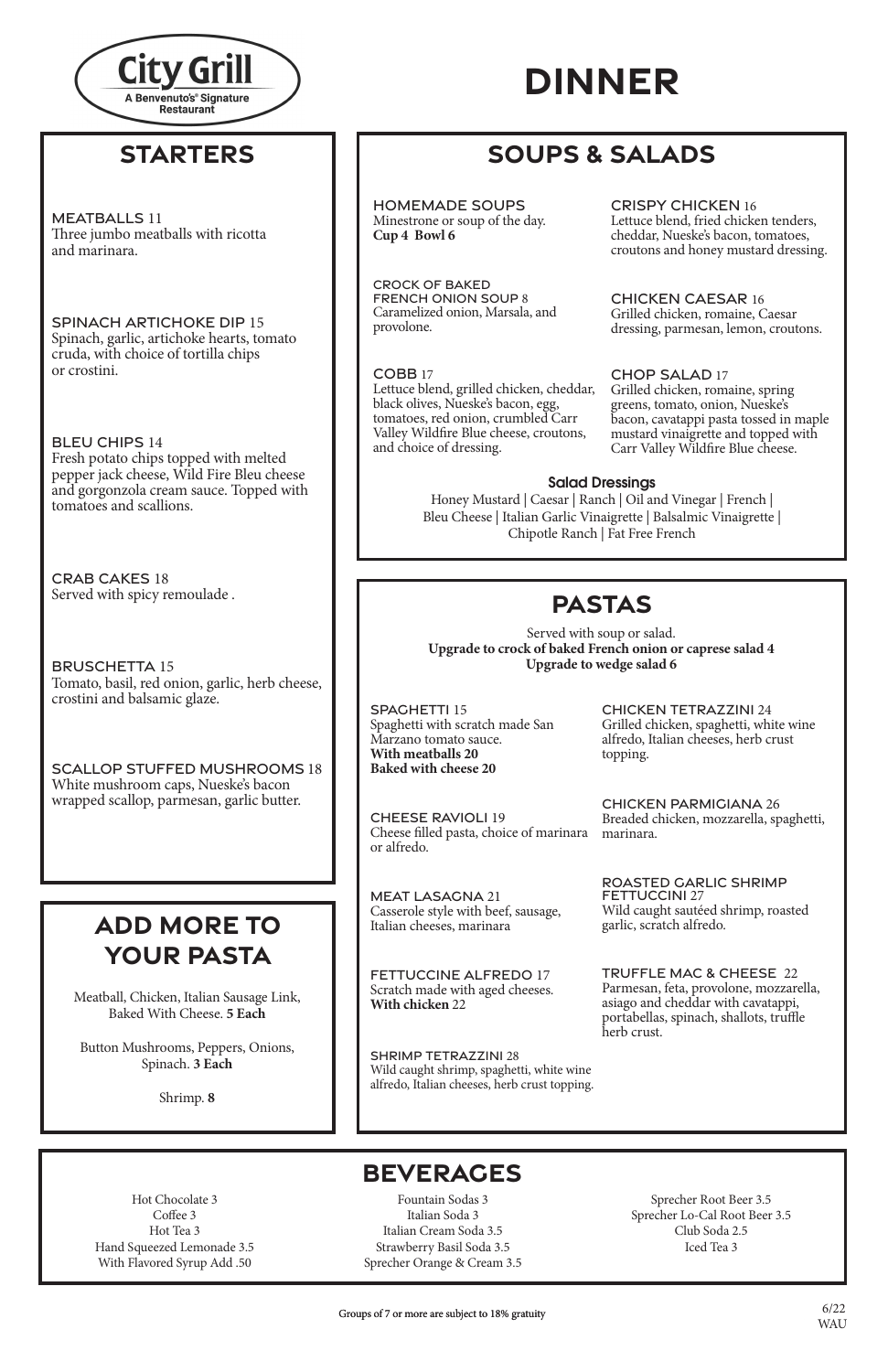**City Grill**
A Benvenuto's® Signature Restaurant

# DINNER

## STARTERS

**MEATBALLS** 11
Three jumbo meatballs with ricotta and marinara.

**SPINACH ARTICHOKE DIP** 15
Spinach, garlic, artichoke hearts, tomato cruda, with choice of tortilla chips or crostini.

**BLEU CHIPS** 14
Fresh potato chips topped with melted pepper jack cheese, Wild Fire Bleu cheese and gorgonzola cream sauce. Topped with tomatoes and scallions.

**CRAB CAKES** 18
Served with spicy remoulade .

**BRUSCHETTA** 15
Tomato, basil, red onion, garlic, herb cheese, crostini and balsamic glaze.

**SCALLOP STUFFED MUSHROOMS** 18
White mushroom caps, Nueske's bacon wrapped scallop, parmesan, garlic butter.

## ADD MORE TO YOUR PASTA

Meatball, Chicken, Italian Sausage Link, Baked With Cheese. **5 Each**

Button Mushrooms, Peppers, Onions, Spinach. **3 Each**

Shrimp. **8**

## SOUPS & SALADS

**HOMEMADE SOUPS**
Minestrone or soup of the day.
**Cup 4 Bowl 6**

**CROCK OF BAKED FRENCH ONION SOUP** 8
Caramelized onion, Marsala, and provolone.

**COBB** 17
Lettuce blend, grilled chicken, cheddar, black olives, Nueske's bacon, egg, tomatoes, red onion, crumbled Carr Valley Wildfire Blue cheese, croutons, and choice of dressing.

**CRISPY CHICKEN** 16
Lettuce blend, fried chicken tenders, cheddar, Nueske's bacon, tomatoes, croutons and honey mustard dressing.

**CHICKEN CAESAR** 16
Grilled chicken, romaine, Caesar dressing, parmesan, lemon, croutons.

**CHOP SALAD** 17
Grilled chicken, romaine, spring greens, tomato, onion, Nueske's bacon, cavatappi pasta tossed in maple mustard vinaigrette and topped with Carr Valley Wildfire Blue cheese.

### Salad Dressings

Honey Mustard | Caesar | Ranch | Oil and Vinegar | French | Bleu Cheese | Italian Garlic Vinaigrette | Balsalmic Vinaigrette | Chipotle Ranch | Fat Free French

## PASTAS

Served with soup or salad.
**Upgrade to crock of baked French onion or caprese salad 4**
**Upgrade to wedge salad 6**

**SPAGHETTI** 15
Spaghetti with scratch made San Marzano tomato sauce.
**With meatballs 20**
**Baked with cheese 20**

**CHEESE RAVIOLI** 19
Cheese filled pasta, choice of marinara or alfredo.

**MEAT LASAGNA** 21
Casserole style with beef, sausage, Italian cheeses, marinara

**FETTUCCINE ALFREDO** 17
Scratch made with aged cheeses.
**With chicken** 22

**SHRIMP TETRAZZINI** 28
Wild caught shrimp, spaghetti, white wine alfredo, Italian cheeses, herb crust topping.

**CHICKEN TETRAZZINI** 24
Grilled chicken, spaghetti, white wine alfredo, Italian cheeses, herb crust topping.

**CHICKEN PARMIGIANA** 26
Breaded chicken, mozzarella, spaghetti, marinara.

**ROASTED GARLIC SHRIMP FETTUCCINI** 27
Wild caught sautéed shrimp, roasted garlic, scratch alfredo.

**TRUFFLE MAC & CHEESE** 22
Parmesan, feta, provolone, mozzarella, asiago and cheddar with cavatappi, portabellas, spinach, shallots, truffle herb crust.

## BEVERAGES

Hot Chocolate 3
Coffee 3
Hot Tea 3
Hand Squeezed Lemonade 3.5
With Flavored Syrup Add .50

Fountain Sodas 3
Italian Soda 3
Italian Cream Soda 3.5
Strawberry Basil Soda 3.5
Sprecher Orange & Cream 3.5

Sprecher Root Beer 3.5
Sprecher Lo-Cal Root Beer 3.5
Club Soda 2.5
Iced Tea 3

Groups of 7 or more are subject to 18% gratuity

6/22
WAU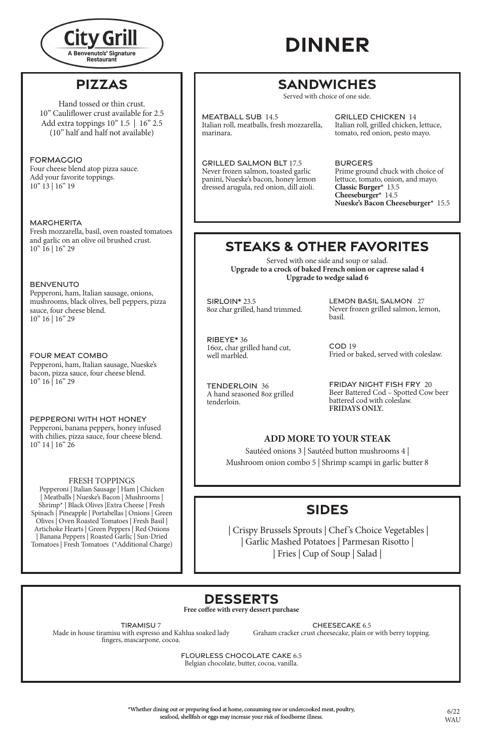**City Grill**
A Benvenuto's® Signature Restaurant

# DINNER

## PIZZAS

Hand tossed or thin crust.
10" Cauliflower crust available for 2.5
Add extra toppings 10" 1.5 | 16" 2.5
(10" half and half not available)

**FORMAGGIO**
Four cheese blend atop pizza sauce.
Add your favorite toppings.
10" 13 | 16" 19

**MARGHERITA**
Fresh mozzarella, basil, oven roasted tomatoes and garlic on an olive oil brushed crust.
10" 16 | 16" 29

**BENVENUTO**
Pepperoni, ham, Italian sausage, onions, mushrooms, black olives, bell peppers, pizza sauce, four cheese blend.
10" 16 | 16" 29

**FOUR MEAT COMBO**
Pepperoni, ham, Italian sausage, Nueske's bacon, pizza sauce, four cheese blend.
10" 16 | 16" 29

**PEPPERONI WITH HOT HONEY**
Pepperoni, banana peppers, honey infused with chilies, pizza sauce, four cheese blend.
10" 14 | 16" 26

FRESH TOPPINGS
Pepperoni | Italian Sausage | Ham | Chicken | Meatballs | Nueske's Bacon | Mushrooms | Shrimp* | Black Olives |Extra Cheese | Fresh Spinach | Pineapple | Portabellas | Onions | Green Olives | Oven Roasted Tomatoes | Fresh Basil | Artichoke Hearts | Green Peppers | Red Onions | Banana Peppers | Roasted Garlic | Sun-Dried Tomatoes | Fresh Tomatoes (*Additional Charge)

## SANDWICHES

Served with choice of one side.

**MEATBALL SUB** 14.5
Italian roll, meatballs, fresh mozzarella, marinara.

**GRILLED CHICKEN** 14
Italian roll, grilled chicken, lettuce, tomato, red onion, pesto mayo.

**GRILLED SALMON BLT** 17.5
Never frozen salmon, toasted garlic panini, Nueske's bacon, honey lemon dressed arugula, red onion, dill aioli.

**BURGERS**
Prime ground chuck with choice of lettuce, tomato, onion, and mayo.
**Classic Burger*** 13.5
**Cheeseburger*** 14.5
**Nueske's Bacon Cheeseburger*** 15.5

## STEAKS & OTHER FAVORITES

Served with one side and soup or salad.
**Upgrade to a crock of baked French onion or caprese salad 4**
**Upgrade to wedge salad 6**

**SIRLOIN*** 23.5
8oz char grilled, hand trimmed.

**RIBEYE*** 36
16oz, char grilled hand cut, well marbled.

**TENDERLOIN** 36
A hand seasoned 8oz grilled tenderloin.

**LEMON BASIL SALMON** 27
Never frozen grilled salmon, lemon, basil.

**COD** 19
Fried or baked, served with coleslaw.

**FRIDAY NIGHT FISH FRY** 20
Beer Battered Cod – Spotted Cow beer battered cod with coleslaw.
**FRIDAYS ONLY.**

**ADD MORE TO YOUR STEAK**
Sautéed onions 3 | Sautéed button mushrooms 4 | Mushroom onion combo 5 | Shrimp scampi in garlic butter 8

## SIDES

| Crispy Brussels Sprouts | Chef's Choice Vegetables |
| Garlic Mashed Potatoes | Parmesan Risotto |
| Fries | Cup of Soup | Salad |

## DESSERTS

**Free coffee with every dessert purchase**

**TIRAMISU** 7
Made in house tiramisu with espresso and Kahlua soaked lady fingers, mascarpone, cocoa.

**CHEESECAKE** 6.5
Graham cracker crust cheesecake, plain or with berry topping.

**FLOURLESS CHOCOLATE CAKE** 6.5
Belgian chocolate, butter, cocoa, vanilla.

*Whether dining out or preparing food at home, consuming raw or undercooked meat, poultry, seafood, shellfish or eggs may increase your risk of foodborne illness.

6/22
WAU